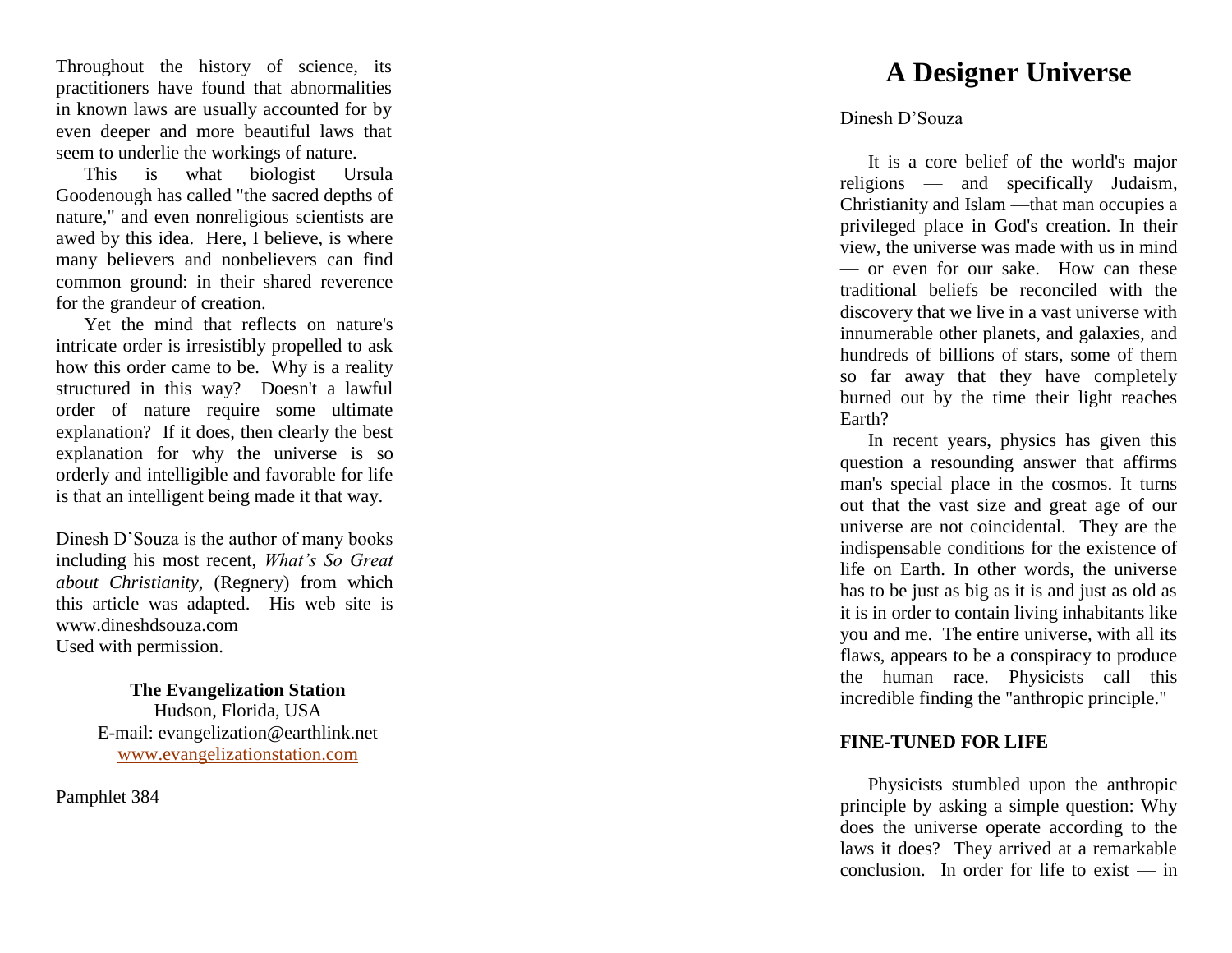# A Designer Universe

Dinesh D'Souza

It is a core belief of the world's major religions — and specifically Judaism, Christianity and Islam —that man occupies a privileged place in God's creation. In their view, the universe was made with us in mind — or even for our sake. How can these traditional beliefs be reconciled with the discovery that we live in a vast universe with innumerable other planets, and galaxies, and hundreds of billions of stars, some of them so far away that they have completely burned out by the time their light reaches Earth?

In recent years, physics has given this question a resounding answer that affirms man's special place in the cosmos. It turns out that the vast size and great age of our universe are not coincidental. They are the indispensable conditions for the existence of life on Earth. In other words, the universe has to be just as big as it is and just as old as it is in order to contain living inhabitants like you and me. The entire universe, with all its flaws, appears to be a conspiracy to produce the human race. Physicists call this incredible finding the "anthropic principle."

**FINE-TUNED FOR LIFE**

Physicists stumbled upon the anthropic principle by asking a simple question: Why does the universe operate according to the laws it does? They arrived at a remarkable conclusion. In order for life to exist — in

Throughout the history of science, its practitioners have found that abnormalities in known laws are usually accounted for by even deeper and more beautiful laws that seem to underlie the workings of nature.

This is what biologist Ursula Goodenough has called "the sacred depths of nature," and even nonreligious scientists are awed by this idea. Here, I believe, is where many believers and nonbelievers can find common ground: in their shared reverence for the grandeur of creation.

Yet the mind that reflects on nature's intricate order is irresistibly propelled to ask how this order came to be. Why is a reality structured in this way? Doesn't a lawful order of nature require some ultimate explanation? If it does, then clearly the best explanation for why the universe is so orderly and intelligible and favorable for life is that an intelligent being made it that way.

Dinesh D'Souza is the author of many books including his most recent, *What's So Great about Christianity*, (Regnery) from which this article was adapted. His web site is www.dineshdsouza.com
Used with permission.

**The Evangelization Station**
Hudson, Florida, USA
E-mail: evangelization@earthlink.net
www.evangelizationstation.com

Pamphlet 384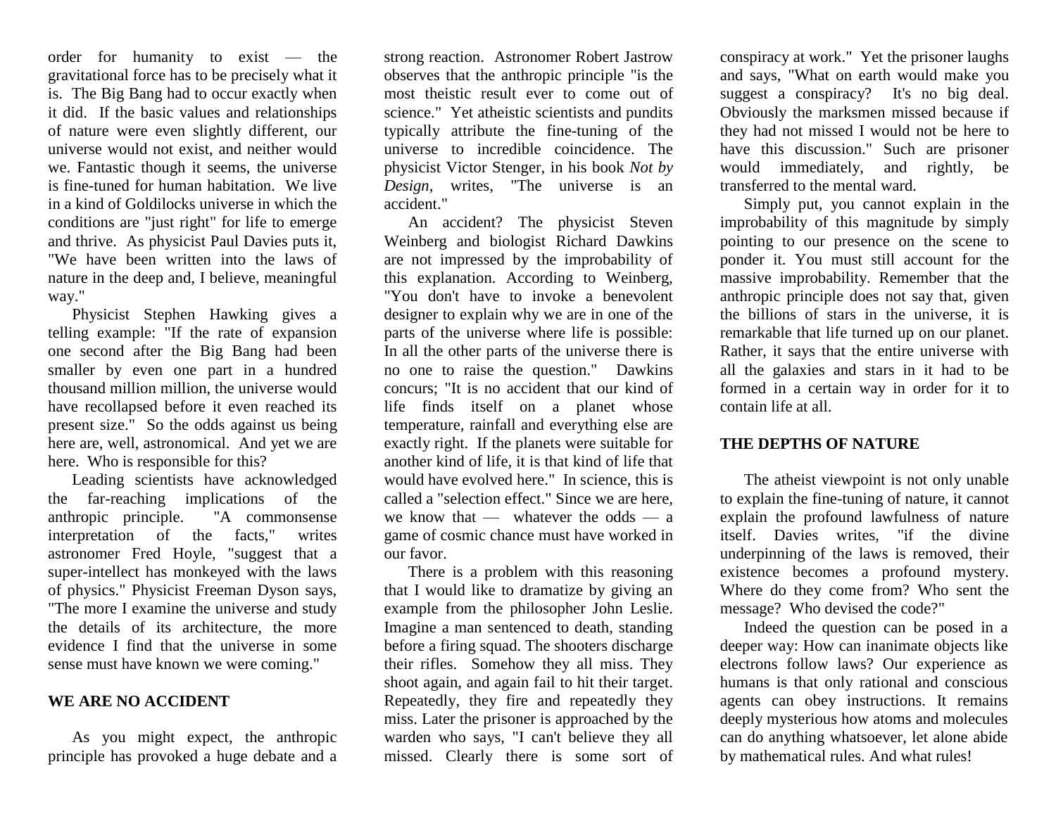order for humanity to exist — the gravitational force has to be precisely what it is. The Big Bang had to occur exactly when it did. If the basic values and relationships of nature were even slightly different, our universe would not exist, and neither would we. Fantastic though it seems, the universe is fine-tuned for human habitation. We live in a kind of Goldilocks universe in which the conditions are "just right" for life to emerge and thrive. As physicist Paul Davies puts it, "We have been written into the laws of nature in the deep and, I believe, meaningful way."

Physicist Stephen Hawking gives a telling example: "If the rate of expansion one second after the Big Bang had been smaller by even one part in a hundred thousand million million, the universe would have recollapsed before it even reached its present size." So the odds against us being here are, well, astronomical. And yet we are here. Who is responsible for this?

Leading scientists have acknowledged the far-reaching implications of the anthropic principle. "A commonsense interpretation of the facts," writes astronomer Fred Hoyle, "suggest that a super-intellect has monkeyed with the laws of physics." Physicist Freeman Dyson says, "The more I examine the universe and study the details of its architecture, the more evidence I find that the universe in some sense must have known we were coming."

## WE ARE NO ACCIDENT

As you might expect, the anthropic principle has provoked a huge debate and a strong reaction. Astronomer Robert Jastrow observes that the anthropic principle "is the most theistic result ever to come out of science." Yet atheistic scientists and pundits typically attribute the fine-tuning of the universe to incredible coincidence. The physicist Victor Stenger, in his book *Not by Design*, writes, "The universe is an accident."

An accident? The physicist Steven Weinberg and biologist Richard Dawkins are not impressed by the improbability of this explanation. According to Weinberg, "You don't have to invoke a benevolent designer to explain why we are in one of the parts of the universe where life is possible: In all the other parts of the universe there is no one to raise the question." Dawkins concurs; "It is no accident that our kind of life finds itself on a planet whose temperature, rainfall and everything else are exactly right. If the planets were suitable for another kind of life, it is that kind of life that would have evolved here." In science, this is called a "selection effect." Since we are here, we know that — whatever the odds — a game of cosmic chance must have worked in our favor.

There is a problem with this reasoning that I would like to dramatize by giving an example from the philosopher John Leslie. Imagine a man sentenced to death, standing before a firing squad. The shooters discharge their rifles. Somehow they all miss. They shoot again, and again fail to hit their target. Repeatedly, they fire and repeatedly they miss. Later the prisoner is approached by the warden who says, "I can't believe they all missed. Clearly there is some sort of conspiracy at work." Yet the prisoner laughs and says, "What on earth would make you suggest a conspiracy? It's no big deal. Obviously the marksmen missed because if they had not missed I would not be here to have this discussion." Such are prisoner would immediately, and rightly, be transferred to the mental ward.

Simply put, you cannot explain in the improbability of this magnitude by simply pointing to our presence on the scene to ponder it. You must still account for the massive improbability. Remember that the anthropic principle does not say that, given the billions of stars in the universe, it is remarkable that life turned up on our planet. Rather, it says that the entire universe with all the galaxies and stars in it had to be formed in a certain way in order for it to contain life at all.

## THE DEPTHS OF NATURE

The atheist viewpoint is not only unable to explain the fine-tuning of nature, it cannot explain the profound lawfulness of nature itself. Davies writes, "if the divine underpinning of the laws is removed, their existence becomes a profound mystery. Where do they come from? Who sent the message? Who devised the code?"

Indeed the question can be posed in a deeper way: How can inanimate objects like electrons follow laws? Our experience as humans is that only rational and conscious agents can obey instructions. It remains deeply mysterious how atoms and molecules can do anything whatsoever, let alone abide by mathematical rules. And what rules!